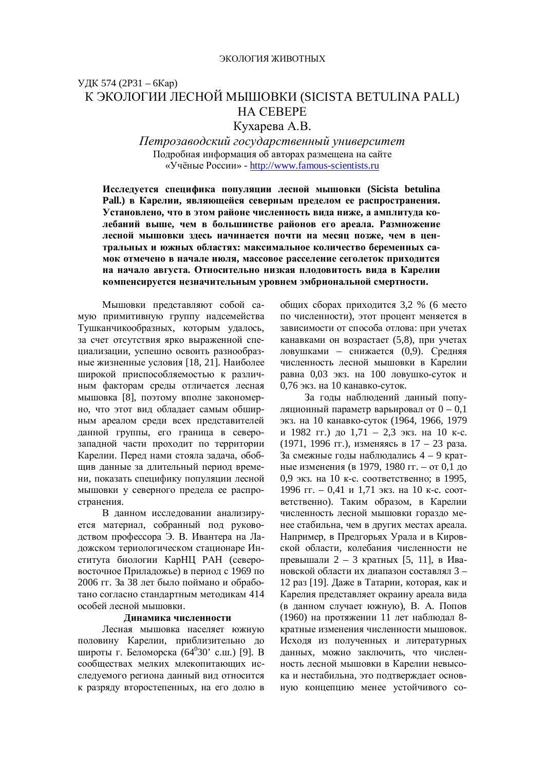ЭКОЛОГИЯ ЖИВОТНЫХ

УДК 574 (2Р31 – 6Кар)

# К ЭКОЛОГИИ ЛЕСНОЙ МЫШОВКИ (SICISTA BETULINA PALL) НА СЕВЕРЕ

Кухарева А.В.

*Петрозаводский государственный университет*

Подробная информация об авторах размещена на сайте «Учёные России» - http://www.famous-scientists.ru

**Исследуется специфика популяции лесной мышовки (Sicista betulina Pall.) в Карелии, являющейся северным пределом ее распространения. Установлено, что в этом районе численность вида ниже, а амплитуда колебаний выше, чем в большинстве районов его ареала. Размножение лесной мышовки здесь начинается почти на месяц позже, чем в центральных и южных областях: максимальное количество беременных самок отмечено в начале июля, массовое расселение сеголеток приходится на начало августа. Относительно низкая плодовитость вида в Карелии компенсируется незначительным уровнем эмбриональной смертности.**

Мышовки представляют собой самую примитивную группу надсемейства Тушканчикообразных, которым удалось, за счет отсутствия ярко выраженной специализации, успешно освоить разнообразные жизненные условия [18, 21]. Наиболее широкой приспособляемостью к различным факторам среды отличается лесная мышовка [8], поэтому вполне закономерно, что этот вид обладает самым обширным ареалом среди всех представителей данной группы, его граница в северо-западной части проходит по территории Карелии. Перед нами стояла задача, обобщив данные за длительный период времени, показать специфику популяции лесной мышовки у северного предела ее распространения.

В данном исследовании анализируется материал, собранный под руководством профессора Э. В. Ивантера на Ладожском териологическом стационаре Института биологии КарНЦ РАН (северо-восточное Приладожье) в период с 1969 по 2006 гг. За 38 лет было поймано и обработано согласно стандартным методикам 414 особей лесной мышовки.

### Динамика численности

Лесная мышовка населяет южную половину Карелии, приблизительно до широты г. Беломорска (64$^0$30' с.ш.) [9]. В сообществах мелких млекопитающих исследуемого региона данный вид относится к разряду второстепенных, на его долю в общих сборах приходится 3,2 % (6 место по численности), этот процент меняется в зависимости от способа отлова: при учетах канавками он возрастает (5,8), при учетах ловушками – снижается (0,9). Средняя численность лесной мышовки в Карелии равна 0,03 экз. на 100 ловушко-суток и 0,76 экз. на 10 канавко-суток.

За годы наблюдений данный популяционный параметр варьировал от 0 – 0,1 экз. на 10 канавко-суток (1964, 1966, 1979 и 1982 гг.) до 1,71 – 2,3 экз. на 10 к-с. (1971, 1996 гг.), изменяясь в 17 – 23 раза. За смежные годы наблюдались 4 – 9 кратные изменения (в 1979, 1980 гг. – от 0,1 до 0,9 экз. на 10 к-с. соответственно; в 1995, 1996 гг. – 0,41 и 1,71 экз. на 10 к-с. соответственно). Таким образом, в Карелии численность лесной мышовки гораздо менее стабильна, чем в других местах ареала. Например, в Предгорьях Урала и в Кировской области, колебания численности не превышали 2 – 3 кратных [5, 11], в Ивановской области их диапазон составлял 3 – 12 раз [19]. Даже в Татарии, которая, как и Карелия представляет окраину ареала вида (в данном случае южную), В. А. Попов (1960) на протяжении 11 лет наблюдал 8-кратные изменения численности мышовок. Исходя из полученных и литературных данных, можно заключить, что численность лесной мышовки в Карелии невысока и нестабильна, это подтверждает основную концепцию менее устойчивого со-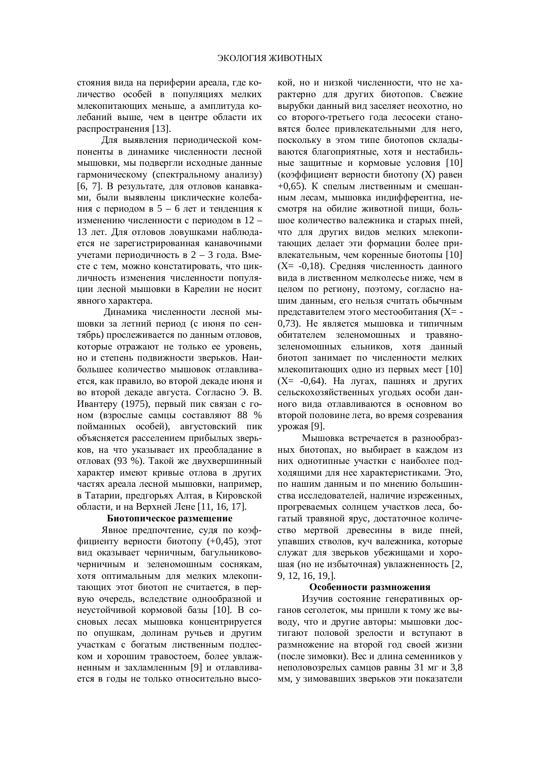стояния вида на периферии ареала, где количество особей в популяциях мелких млекопитающих меньше, а амплитуда колебаний выше, чем в центре области их распространения [13].

Для выявления периодической компоненты в динамике численности лесной мышовки, мы подвергли исходные данные гармоническому (спектральному анализу) [6, 7]. В результате, для отловов канавками, были выявлены циклические колебания с периодом в 5 – 6 лет и тенденция к изменению численности с периодом в 12 – 13 лет. Для отловов ловушками наблюдается не зарегистрированная канавочными учетами периодичность в 2 – 3 года. Вместе с тем, можно констатировать, что цикличность изменения численности популяции лесной мышовки в Карелии не носит явного характера.

Динамика численности лесной мышовки за летний период (с июня по сентябрь) прослеживается по данным отловов, которые отражают не только ее уровень, но и степень подвижности зверьков. Наибольшее количество мышовок отлавливается, как правило, во второй декаде июня и во второй декаде августа. Согласно Э. В. Ивантеру (1975), первый пик связан с гоном (взрослые самцы составляют 88 % пойманных особей), августовский пик объясняется расселением прибылых зверьков, на что указывает их преобладание в отловах (93 %). Такой же двухвершинный характер имеют кривые отлова в других частях ареала лесной мышовки, например, в Татарии, предгорьях Алтая, в Кировской области, и на Верхней Лене [11, 16, 17].

### Биотопическое размещение

Явное предпочтение, судя по коэффициенту верности биотопу (+0,45), этот вид оказывает черничным, багульниково-черничным и зеленомошным соснякам, хотя оптимальным для мелких млекопитающих этот биотоп не считается, в первую очередь, вследствие однообразной и неустойчивой кормовой базы [10]. В сосновых лесах мышовка концентрируется по опушкам, долинам ручьев и другим участкам с богатым лиственным подлеском и хорошим травостоем, более увлажненным и захламленным [9] и отлавливается в годы не только относительно высокой, но и низкой численности, что не характерно для других биотопов. Свежие вырубки данный вид заселяет неохотно, но со второго-третьего года лесосеки становятся более привлекательными для него, поскольку в этом типе биотопов складываются благоприятные, хотя и нестабильные защитные и кормовые условия [10] (коэффициент верности биотопу (Х) равен +0,65). К спелым лиственным и смешанным лесам, мышовка индифферентна, несмотря на обилие животной пищи, большое количество валежника и старых пней, что для других видов мелких млекопитающих делает эти формации более привлекательным, чем коренные биотопы [10] (Х= -0,18). Средняя численность данного вида в лиственном мелколесье ниже, чем в целом по региону, поэтому, согласно нашим данным, его нельзя считать обычным представителем этого местообитания (Х= -0,73). Не является мышовка и типичным обитателем зеленомошных и травяно-зеленомошных ельников, хотя данный биотоп занимает по численности мелких млекопитающих одно из первых мест [10] (Х= -0,64). На лугах, пашнях и других сельскохозяйственных угодьях особи данного вида отлавливаются в основном во второй половине лета, во время созревания урожая [9].

Мышовка встречается в разнообразных биотопах, но выбирает в каждом из них однотипные участки с наиболее подходящими для нее характеристиками. Это, по нашим данным и по мнению большинства исследователей, наличие изреженных, прогреваемых солнцем участков леса, богатый травяной ярус, достаточное количество мертвой древесины в виде пней, упавших стволов, куч валежника, которые служат для зверьков убежищами и хорошая (но не избыточная) увлажненность [2, 9, 12, 16, 19,].

### Особенности размножения

Изучив состояние генеративных органов сеголеток, мы пришли к тому же выводу, что и другие авторы: мышовки достигают половой зрелости и вступают в размножение на второй год своей жизни (после зимовки). Вес и длина семенников у неполовозрелых самцов равны 31 мг и 3,8 мм, у зимовавших зверьков эти показатели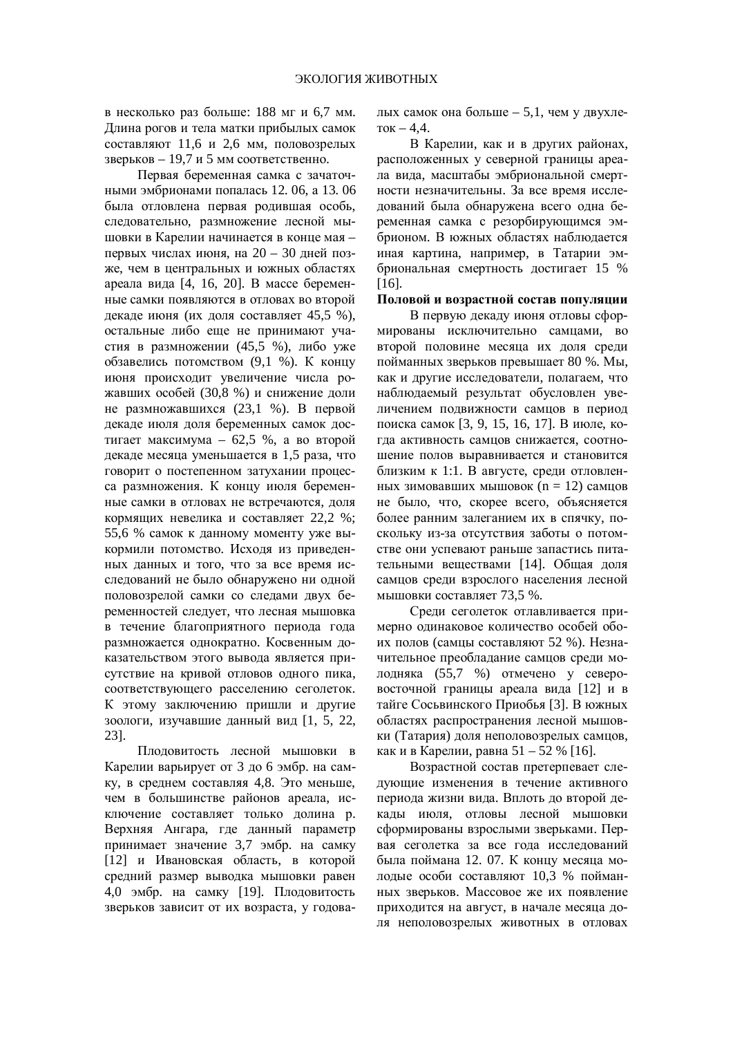в несколько раз больше: 188 мг и 6,7 мм. Длина рогов и тела матки прибылых самок составляют 11,6 и 2,6 мм, половозрелых зверьков – 19,7 и 5 мм соответственно.

Первая беременная самка с зачаточными эмбрионами попалась 12. 06, а 13. 06 была отловлена первая родившая особь, следовательно, размножение лесной мышовки в Карелии начинается в конце мая – первых числах июня, на 20 – 30 дней позже, чем в центральных и южных областях ареала вида [4, 16, 20]. В массе беременные самки появляются в отловах во второй декаде июня (их доля составляет 45,5 %), остальные либо еще не принимают участия в размножении (45,5 %), либо уже обзавелись потомством (9,1 %). К концу июня происходит увеличение числа рожавших особей (30,8 %) и снижение доли не размножавшихся (23,1 %). В первой декаде июля доля беременных самок достигает максимума – 62,5 %, а во второй декаде месяца уменьшается в 1,5 раза, что говорит о постепенном затухании процесса размножения. К концу июля беременные самки в отловах не встречаются, доля кормящих невелика и составляет 22,2 %; 55,6 % самок к данному моменту уже выкормили потомство. Исходя из приведенных данных и того, что за все время исследований не было обнаружено ни одной половозрелой самки со следами двух беременностей следует, что лесная мышовка в течение благоприятного периода года размножается однократно. Косвенным доказательством этого вывода является присутствие на кривой отловов одного пика, соответствующего расселению сеголеток. К этому заключению пришли и другие зоологи, изучавшие данный вид [1, 5, 22, 23].

Плодовитость лесной мышовки в Карелии варьирует от 3 до 6 эмбр. на самку, в среднем составляя 4,8. Это меньше, чем в большинстве районов ареала, исключение составляет только долина р. Верхняя Ангара, где данный параметр принимает значение 3,7 эмбр. на самку [12] и Ивановская область, в которой средний размер выводка мышовки равен 4,0 эмбр. на самку [19]. Плодовитость зверьков зависит от их возраста, у годовалых самок она больше – 5,1, чем у двухлеток – 4,4.

В Карелии, как и в других районах, расположенных у северной границы ареала вида, масштабы эмбриональной смертности незначительны. За все время исследований была обнаружена всего одна беременная самка с резорбирующимся эмбрионом. В южных областях наблюдается иная картина, например, в Татарии эмбриональная смертность достигает 15 % [16].

**Половой и возрастной состав популяции**

В первую декаду июня отловы сформированы исключительно самцами, во второй половине месяца их доля среди пойманных зверьков превышает 80 %. Мы, как и другие исследователи, полагаем, что наблюдаемый результат обусловлен увеличением подвижности самцов в период поиска самок [3, 9, 15, 16, 17]. В июле, когда активность самцов снижается, соотношение полов выравнивается и становится близким к 1:1. В августе, среди отловленных зимовавших мышовок (n = 12) самцов не было, что, скорее всего, объясняется более ранним залеганием их в спячку, поскольку из-за отсутствия заботы о потомстве они успевают раньше запастись питательными веществами [14]. Общая доля самцов среди взрослого населения лесной мышовки составляет 73,5 %.

Среди сеголеток отлавливается примерно одинаковое количество особей обоих полов (самцы составляют 52 %). Незначительное преобладание самцов среди молодняка (55,7 %) отмечено у северо-восточной границы ареала вида [12] и в тайге Сосьвинского Приобья [3]. В южных областях распространения лесной мышовки (Татария) доля неполовозрелых самцов, как и в Карелии, равна 51 – 52 % [16].

Возрастной состав претерпевает следующие изменения в течение активного периода жизни вида. Вплоть до второй декады июля, отловы лесной мышовки сформированы взрослыми зверьками. Первая сеголетка за все года исследований была поймана 12. 07. К концу месяца молодые особи составляют 10,3 % пойманных зверьков. Массовое же их появление приходится на август, в начале месяца доля неполовозрелых животных в отловах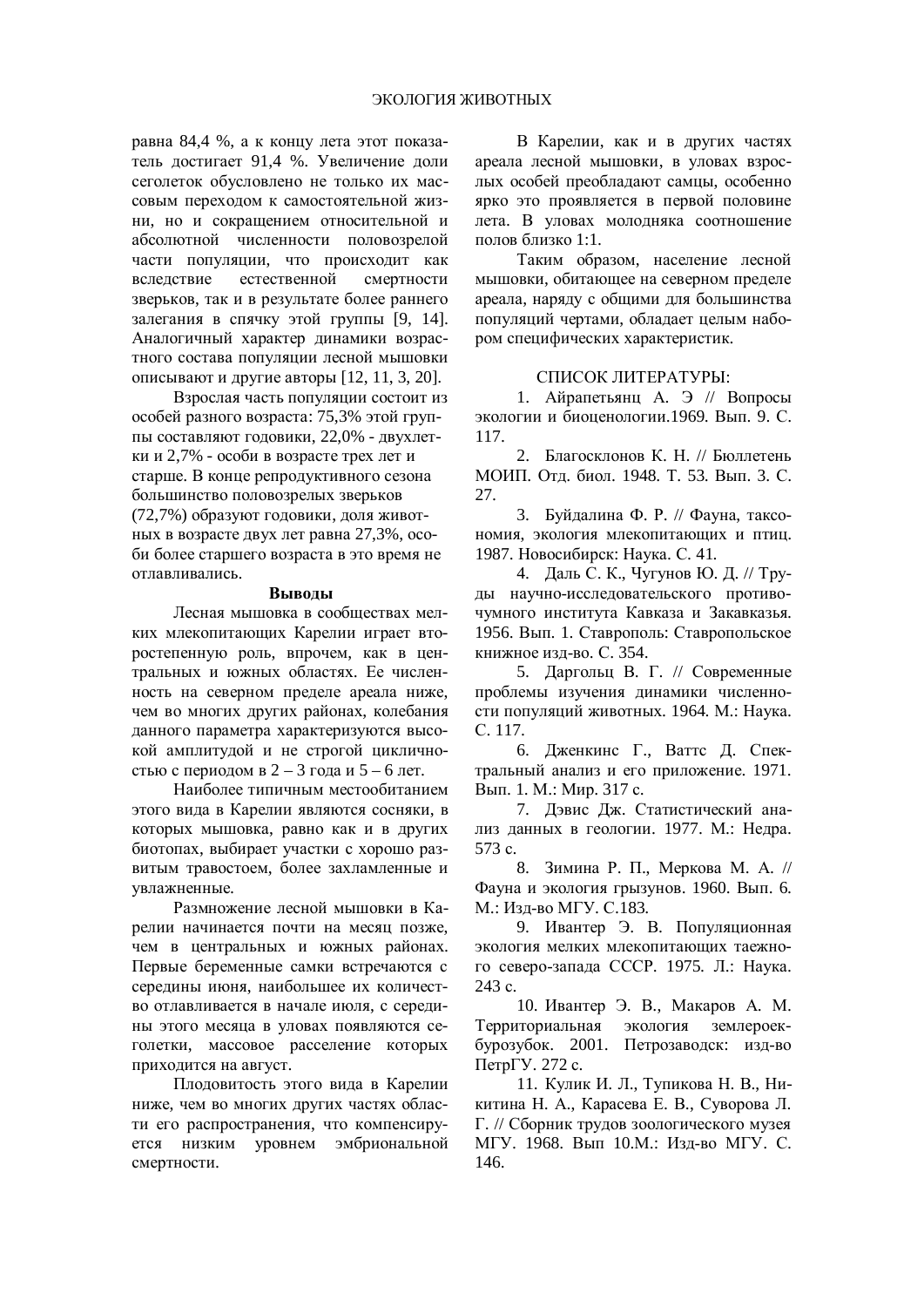равна 84,4 %, а к концу лета этот показатель достигает 91,4 %. Увеличение доли сеголеток обусловлено не только их массовым переходом к самостоятельной жизни, но и сокращением относительной и абсолютной численности половозрелой части популяции, что происходит как вследствие естественной смертности зверьков, так и в результате более раннего залегания в спячку этой группы [9, 14]. Аналогичный характер динамики возрастного состава популяции лесной мышовки описывают и другие авторы [12, 11, 3, 20].

Взрослая часть популяции состоит из особей разного возраста: 75,3% этой группы составляют годовики, 22,0% - двухлетки и 2,7% - особи в возрасте трех лет и старше. В конце репродуктивного сезона большинство половозрелых зверьков (72,7%) образуют годовики, доля животных в возрасте двух лет равна 27,3%, особи более старшего возраста в это время не отлавливались.

**Выводы**

Лесная мышовка в сообществах мелких млекопитающих Карелии играет второстепенную роль, впрочем, как в центральных и южных областях. Ее численность на северном пределе ареала ниже, чем во многих других районах, колебания данного параметра характеризуются высокой амплитудой и не строгой цикличностью с периодом в 2 – 3 года и 5 – 6 лет.

Наиболее типичным местообитанием этого вида в Карелии являются сосняки, в которых мышовка, равно как и в других биотопах, выбирает участки с хорошо развитым травостоем, более захламленные и увлажненные.

Размножение лесной мышовки в Карелии начинается почти на месяц позже, чем в центральных и южных районах. Первые беременные самки встречаются с середины июня, наибольшее их количество отлавливается в начале июля, с середины этого месяца в уловах появляются сеголетки, массовое расселение которых приходится на август.

Плодовитость этого вида в Карелии ниже, чем во многих других частях области его распространения, что компенсируется низким уровнем эмбриональной смертности.

В Карелии, как и в других частях ареала лесной мышовки, в уловах взрослых особей преобладают самцы, особенно ярко это проявляется в первой половине лета. В уловах молодняка соотношение полов близко 1:1.

Таким образом, население лесной мышовки, обитающее на северном пределе ареала, наряду с общими для большинства популяций чертами, обладает целым набором специфических характеристик.

## СПИСОК ЛИТЕРАТУРЫ:

1. Айрапетьянц А. Э // Вопросы экологии и биоценологии.1969. Вып. 9. С. 117.
2. Благосклонов К. Н. // Бюллетень МОИП. Отд. биол. 1948. Т. 53. Вып. 3. С. 27.
3. Буйдалина Ф. Р. // Фауна, таксономия, экология млекопитающих и птиц. 1987. Новосибирск: Наука. С. 41.
4. Даль С. К., Чугунов Ю. Д. // Труды научно-исследовательского противочумного института Кавказа и Закавказья. 1956. Вып. 1. Ставрополь: Ставропольское книжное изд-во. С. 354.
5. Даргольц В. Г. // Современные проблемы изучения динамики численности популяций животных. 1964. М.: Наука. С. 117.
6. Дженкинс Г., Ваттс Д. Спектральный анализ и его приложение. 1971. Вып. 1. М.: Мир. 317 с.
7. Дэвис Дж. Статистический анализ данных в геологии. 1977. М.: Недра. 573 с.
8. Зимина Р. П., Меркова М. А. // Фауна и экология грызунов. 1960. Вып. 6. М.: Изд-во МГУ. С.183.
9. Ивантер Э. В. Популяционная экология мелких млекопитающих таежного северо-запада СССР. 1975. Л.: Наука. 243 с.
10. Ивантер Э. В., Макаров А. М. Территориальная экология землероек-бурозубок. 2001. Петрозаводск: изд-во ПетрГУ. 272 с.
11. Кулик И. Л., Тупикова Н. В., Никитина Н. А., Карасева Е. В., Суворова Л. Г. // Сборник трудов зоологического музея МГУ. 1968. Вып 10.М.: Изд-во МГУ. С. 146.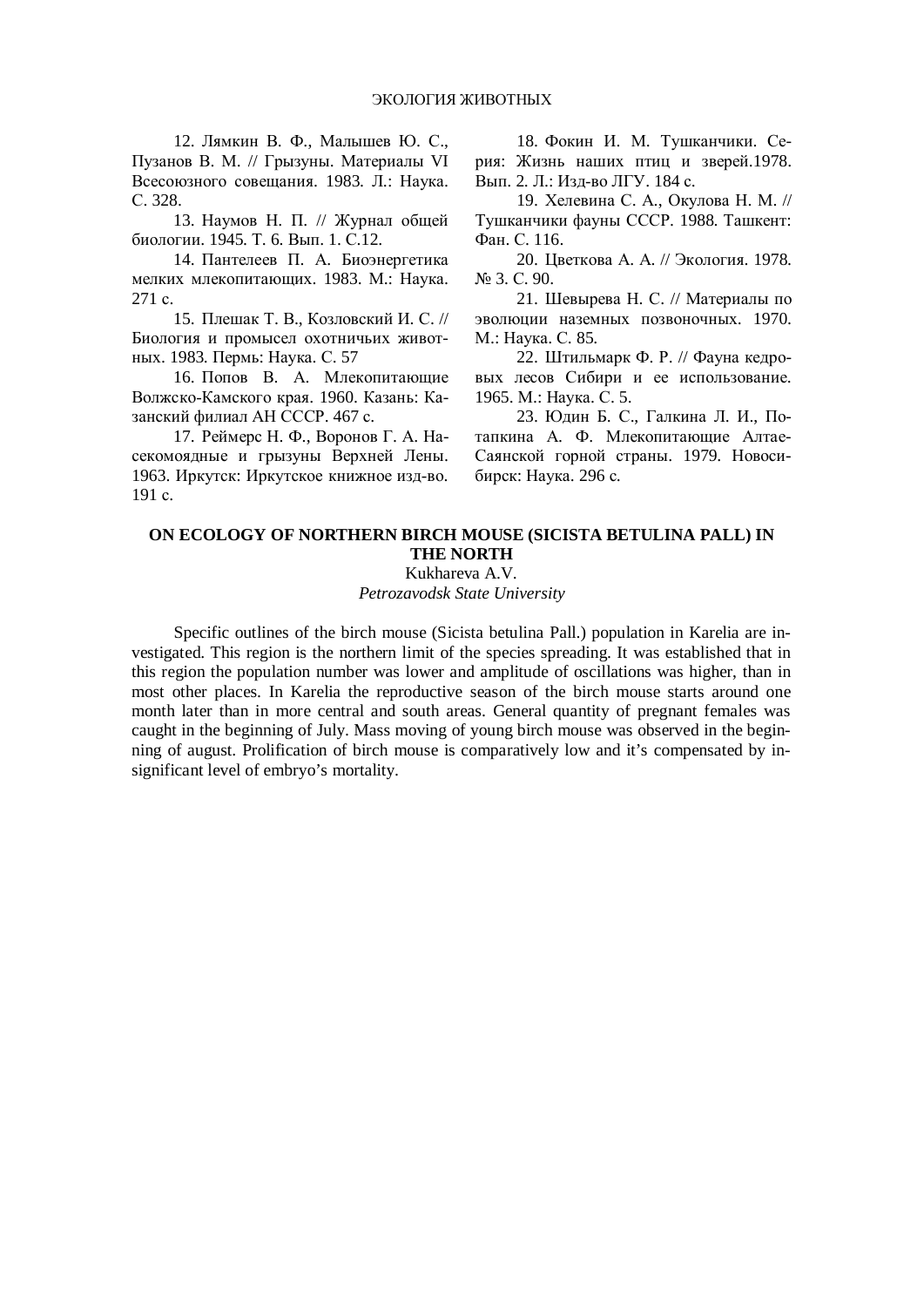12. Лямкин В. Ф., Малышев Ю. С., Пузанов В. М. // Грызуны. Материалы VI Всесоюзного совещания. 1983. Л.: Наука. С. 328.

13. Наумов Н. П. // Журнал общей биологии. 1945. Т. 6. Вып. 1. С.12.

14. Пантелеев П. А. Биоэнергетика мелких млекопитающих. 1983. М.: Наука. 271 с.

15. Плешак Т. В., Козловский И. С. // Биология и промысел охотничьих животных. 1983. Пермь: Наука. С. 57

16. Попов В. А. Млекопитающие Волжско-Камского края. 1960. Казань: Казанский филиал АН СССР. 467 с.

17. Реймерс Н. Ф., Воронов Г. А. Насекомоядные и грызуны Верхней Лены. 1963. Иркутск: Иркутское книжное изд-во. 191 с.

18. Фокин И. М. Тушканчики. Серия: Жизнь наших птиц и зверей.1978. Вып. 2. Л.: Изд-во ЛГУ. 184 с.

19. Хелевина С. А., Окулова Н. М. // Тушканчики фауны СССР. 1988. Ташкент: Фан. С. 116.

20. Цветкова А. А. // Экология. 1978. № 3. С. 90.

21. Шевырева Н. С. // Материалы по эволюции наземных позвоночных. 1970. М.: Наука. С. 85.

22. Штильмарк Ф. Р. // Фауна кедровых лесов Сибири и ее использование. 1965. М.: Наука. С. 5.

23. Юдин Б. С., Галкина Л. И., Потапкина А. Ф. Млекопитающие Алтае-Саянской горной страны. 1979. Новосибирск: Наука. 296 с.

## ON ECOLOGY OF NORTHERN BIRCH MOUSE (SICISTA BETULINA PALL) IN THE NORTH

Kukhareva A.V.

*Petrozavodsk State University*

Specific outlines of the birch mouse (Sicista betulina Pall.) population in Karelia are investigated. This region is the northern limit of the species spreading. It was established that in this region the population number was lower and amplitude of oscillations was higher, than in most other places. In Karelia the reproductive season of the birch mouse starts around one month later than in more central and south areas. General quantity of pregnant females was caught in the beginning of July. Mass moving of young birch mouse was observed in the beginning of august. Prolification of birch mouse is comparatively low and it's compensated by insignificant level of embryo's mortality.